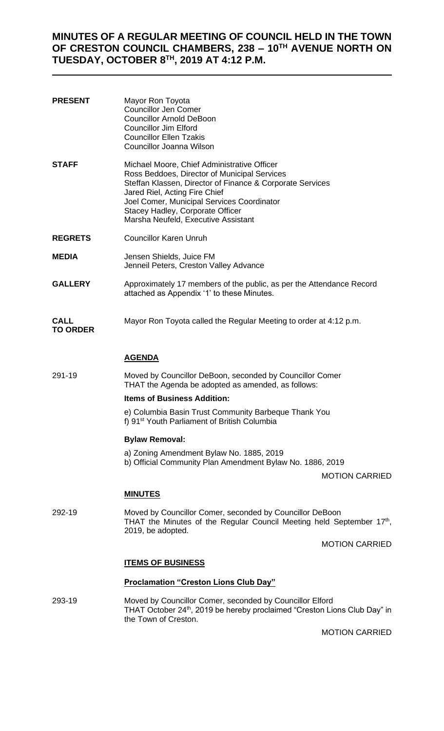# MINUTES OF A REGULAR MEETING OF COUNCIL HELD IN THE TOWN OF CRESTON COUNCIL CHAMBERS, 238 – 10TH AVENUE NORTH ON TUESDAY, OCTOBER 8TH, 2019 AT 4:12 P.M.

---

**PRESENT**
Mayor Ron Toyota
Councillor Jen Comer
Councillor Arnold DeBoon
Councillor Jim Elford
Councillor Ellen Tzakis
Councillor Joanna Wilson

**STAFF**
Michael Moore, Chief Administrative Officer
Ross Beddoes, Director of Municipal Services
Steffan Klassen, Director of Finance & Corporate Services
Jared Riel, Acting Fire Chief
Joel Comer, Municipal Services Coordinator
Stacey Hadley, Corporate Officer
Marsha Neufeld, Executive Assistant

**REGRETS**
Councillor Karen Unruh

**MEDIA**
Jensen Shields, Juice FM
Jenneil Peters, Creston Valley Advance

**GALLERY**
Approximately 17 members of the public, as per the Attendance Record attached as Appendix '1' to these Minutes.

**CALL TO ORDER**
Mayor Ron Toyota called the Regular Meeting to order at 4:12 p.m.

## AGENDA

291-19

Moved by Councillor DeBoon, seconded by Councillor Comer
THAT the Agenda be adopted as amended, as follows:

**Items of Business Addition:**

e) Columbia Basin Trust Community Barbeque Thank You
f) 91st Youth Parliament of British Columbia

**Bylaw Removal:**

a) Zoning Amendment Bylaw No. 1885, 2019
b) Official Community Plan Amendment Bylaw No. 1886, 2019

MOTION CARRIED

## MINUTES

292-19

Moved by Councillor Comer, seconded by Councillor DeBoon
THAT the Minutes of the Regular Council Meeting held September 17th, 2019, be adopted.

MOTION CARRIED

## ITEMS OF BUSINESS

### Proclamation "Creston Lions Club Day"

293-19

Moved by Councillor Comer, seconded by Councillor Elford
THAT October 24th, 2019 be hereby proclaimed "Creston Lions Club Day" in the Town of Creston.

MOTION CARRIED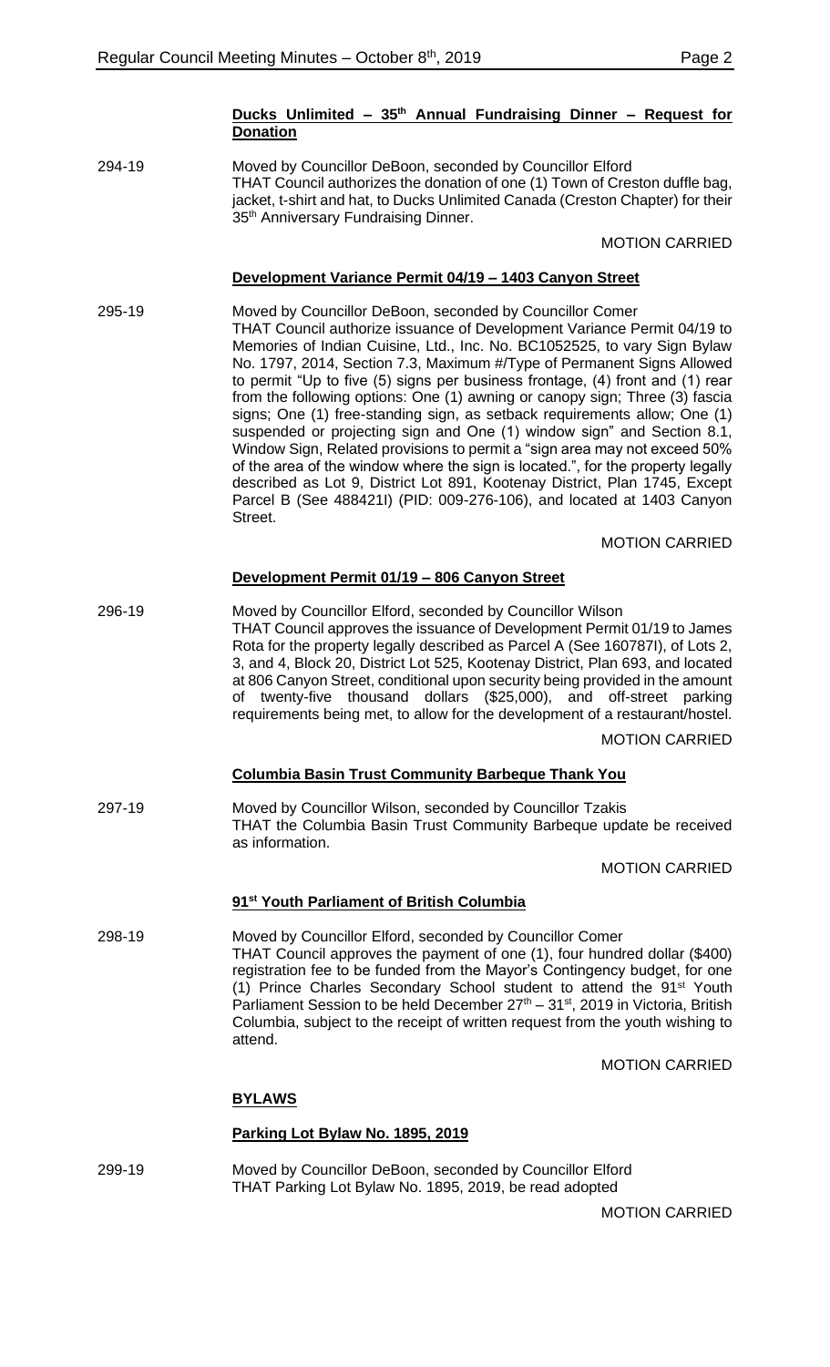**Ducks Unlimited – 35th Annual Fundraising Dinner – Request for Donation**

294-19 Moved by Councillor DeBoon, seconded by Councillor Elford
THAT Council authorizes the donation of one (1) Town of Creston duffle bag, jacket, t-shirt and hat, to Ducks Unlimited Canada (Creston Chapter) for their 35th Anniversary Fundraising Dinner.

MOTION CARRIED

**Development Variance Permit 04/19 – 1403 Canyon Street**

295-19 Moved by Councillor DeBoon, seconded by Councillor Comer
THAT Council authorize issuance of Development Variance Permit 04/19 to Memories of Indian Cuisine, Ltd., Inc. No. BC1052525, to vary Sign Bylaw No. 1797, 2014, Section 7.3, Maximum #/Type of Permanent Signs Allowed to permit "Up to five (5) signs per business frontage, (4) front and (1) rear from the following options: One (1) awning or canopy sign; Three (3) fascia signs; One (1) free-standing sign, as setback requirements allow; One (1) suspended or projecting sign and One (1) window sign" and Section 8.1, Window Sign, Related provisions to permit a "sign area may not exceed 50% of the area of the window where the sign is located.", for the property legally described as Lot 9, District Lot 891, Kootenay District, Plan 1745, Except Parcel B (See 488421I) (PID: 009-276-106), and located at 1403 Canyon Street.

MOTION CARRIED

**Development Permit 01/19 – 806 Canyon Street**

296-19 Moved by Councillor Elford, seconded by Councillor Wilson
THAT Council approves the issuance of Development Permit 01/19 to James Rota for the property legally described as Parcel A (See 160787I), of Lots 2, 3, and 4, Block 20, District Lot 525, Kootenay District, Plan 693, and located at 806 Canyon Street, conditional upon security being provided in the amount of twenty-five thousand dollars ($25,000), and off-street parking requirements being met, to allow for the development of a restaurant/hostel.

MOTION CARRIED

**Columbia Basin Trust Community Barbeque Thank You**

297-19 Moved by Councillor Wilson, seconded by Councillor Tzakis
THAT the Columbia Basin Trust Community Barbeque update be received as information.

MOTION CARRIED

**91st Youth Parliament of British Columbia**

298-19 Moved by Councillor Elford, seconded by Councillor Comer
THAT Council approves the payment of one (1), four hundred dollar ($400) registration fee to be funded from the Mayor's Contingency budget, for one (1) Prince Charles Secondary School student to attend the 91st Youth Parliament Session to be held December 27th – 31st, 2019 in Victoria, British Columbia, subject to the receipt of written request from the youth wishing to attend.

MOTION CARRIED

**BYLAWS**

**Parking Lot Bylaw No. 1895, 2019**

299-19 Moved by Councillor DeBoon, seconded by Councillor Elford
THAT Parking Lot Bylaw No. 1895, 2019, be read adopted

MOTION CARRIED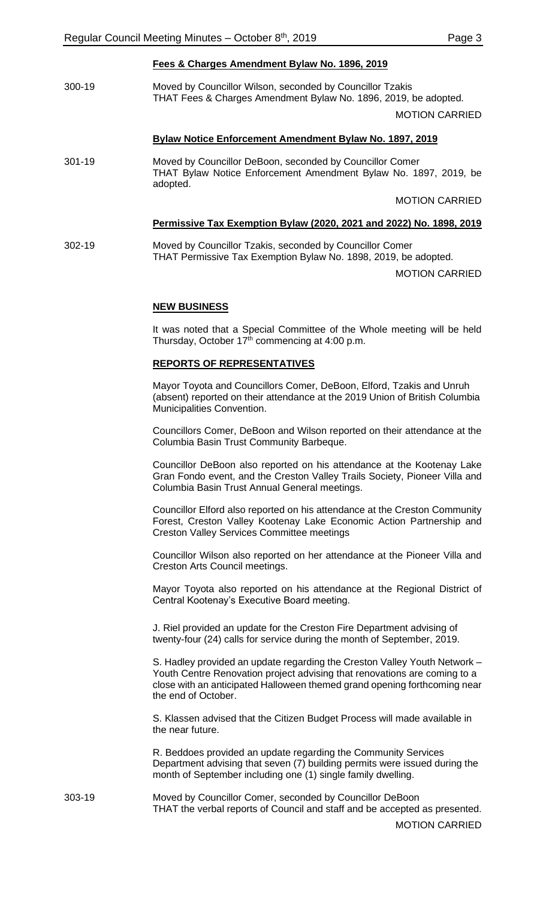### Fees & Charges Amendment Bylaw No. 1896, 2019

300-19 Moved by Councillor Wilson, seconded by Councillor Tzakis
THAT Fees & Charges Amendment Bylaw No. 1896, 2019, be adopted.

MOTION CARRIED

### Bylaw Notice Enforcement Amendment Bylaw No. 1897, 2019

301-19 Moved by Councillor DeBoon, seconded by Councillor Comer
THAT Bylaw Notice Enforcement Amendment Bylaw No. 1897, 2019, be adopted.

MOTION CARRIED

### Permissive Tax Exemption Bylaw (2020, 2021 and 2022) No. 1898, 2019

302-19 Moved by Councillor Tzakis, seconded by Councillor Comer
THAT Permissive Tax Exemption Bylaw No. 1898, 2019, be adopted.

MOTION CARRIED

## NEW BUSINESS

It was noted that a Special Committee of the Whole meeting will be held Thursday, October 17th commencing at 4:00 p.m.

## REPORTS OF REPRESENTATIVES

Mayor Toyota and Councillors Comer, DeBoon, Elford, Tzakis and Unruh (absent) reported on their attendance at the 2019 Union of British Columbia Municipalities Convention.

Councillors Comer, DeBoon and Wilson reported on their attendance at the Columbia Basin Trust Community Barbeque.

Councillor DeBoon also reported on his attendance at the Kootenay Lake Gran Fondo event, and the Creston Valley Trails Society, Pioneer Villa and Columbia Basin Trust Annual General meetings.

Councillor Elford also reported on his attendance at the Creston Community Forest, Creston Valley Kootenay Lake Economic Action Partnership and Creston Valley Services Committee meetings

Councillor Wilson also reported on her attendance at the Pioneer Villa and Creston Arts Council meetings.

Mayor Toyota also reported on his attendance at the Regional District of Central Kootenay's Executive Board meeting.

J. Riel provided an update for the Creston Fire Department advising of twenty-four (24) calls for service during the month of September, 2019.

S. Hadley provided an update regarding the Creston Valley Youth Network – Youth Centre Renovation project advising that renovations are coming to a close with an anticipated Halloween themed grand opening forthcoming near the end of October.

S. Klassen advised that the Citizen Budget Process will made available in the near future.

R. Beddoes provided an update regarding the Community Services Department advising that seven (7) building permits were issued during the month of September including one (1) single family dwelling.

303-19 Moved by Councillor Comer, seconded by Councillor DeBoon
THAT the verbal reports of Council and staff and be accepted as presented.

MOTION CARRIED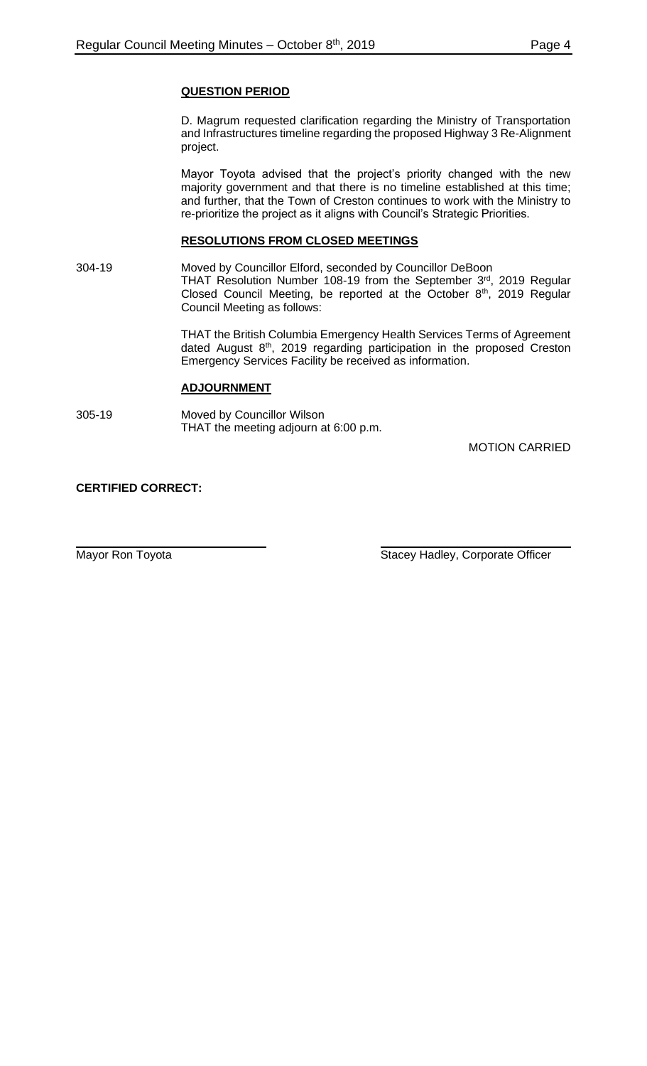**QUESTION PERIOD**

D. Magrum requested clarification regarding the Ministry of Transportation and Infrastructures timeline regarding the proposed Highway 3 Re-Alignment project.

Mayor Toyota advised that the project's priority changed with the new majority government and that there is no timeline established at this time; and further, that the Town of Creston continues to work with the Ministry to re-prioritize the project as it aligns with Council's Strategic Priorities.

**RESOLUTIONS FROM CLOSED MEETINGS**

304-19 Moved by Councillor Elford, seconded by Councillor DeBoon
THAT Resolution Number 108-19 from the September 3rd, 2019 Regular Closed Council Meeting, be reported at the October 8th, 2019 Regular Council Meeting as follows:

THAT the British Columbia Emergency Health Services Terms of Agreement dated August 8th, 2019 regarding participation in the proposed Creston Emergency Services Facility be received as information.

**ADJOURNMENT**

305-19 Moved by Councillor Wilson
THAT the meeting adjourn at 6:00 p.m.

MOTION CARRIED

**CERTIFIED CORRECT:**

Mayor Ron Toyota

Stacey Hadley, Corporate Officer